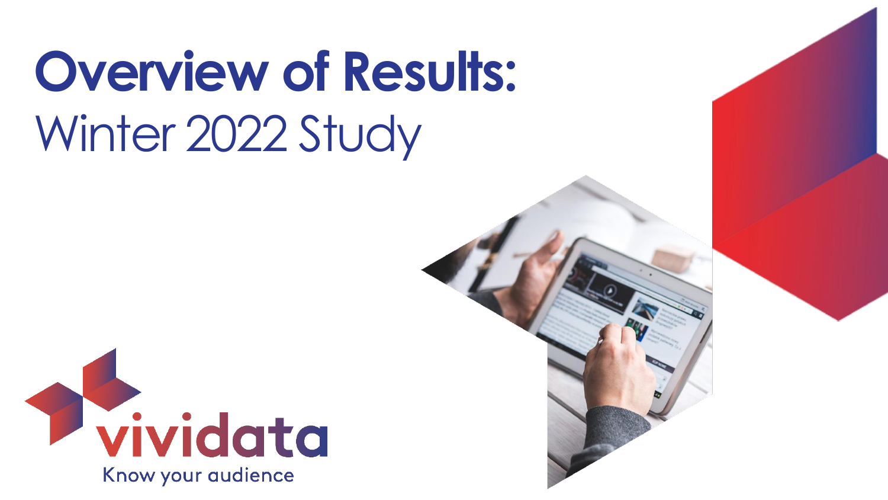# Overview of Results:
## Winter 2022 Study

vividata

Know your audience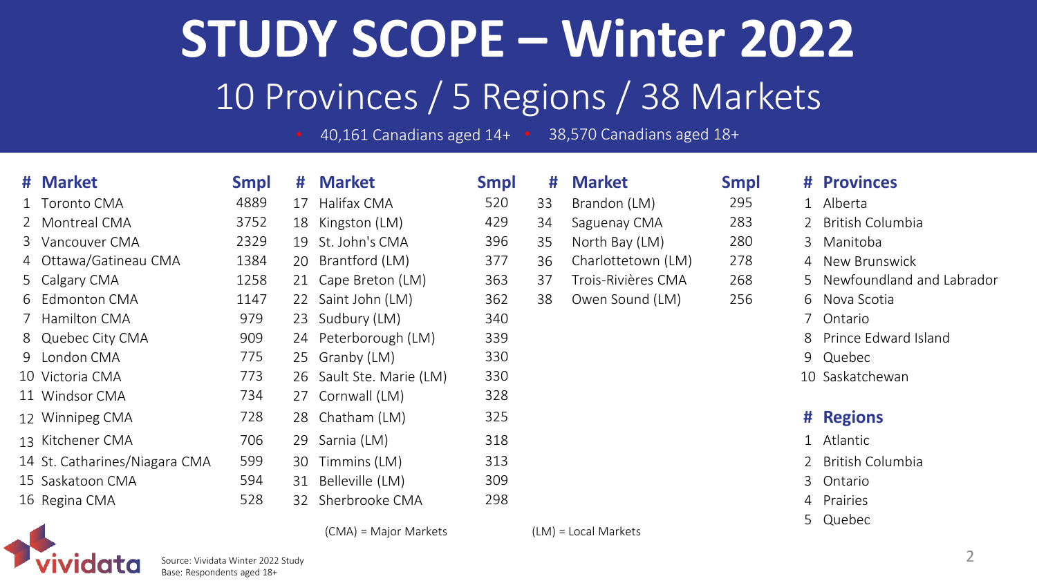# STUDY SCOPE – Winter 2022

## 10 Provinces / 5 Regions / 38 Markets

- 40,161 Canadians aged 14+
- 38,570 Canadians aged 18+

| # | Market | Smpl | # | Market | Smpl | # | Market | Smpl |
|---|---|---|---|---|---|---|---|---|
| 1 | Toronto CMA | 4889 | 17 | Halifax CMA | 520 | 33 | Brandon (LM) | 295 |
| 2 | Montreal CMA | 3752 | 18 | Kingston (LM) | 429 | 34 | Saguenay CMA | 283 |
| 3 | Vancouver CMA | 2329 | 19 | St. John's CMA | 396 | 35 | North Bay (LM) | 280 |
| 4 | Ottawa/Gatineau CMA | 1384 | 20 | Brantford (LM) | 377 | 36 | Charlottetown (LM) | 278 |
| 5 | Calgary CMA | 1258 | 21 | Cape Breton (LM) | 363 | 37 | Trois-Rivières CMA | 268 |
| 6 | Edmonton CMA | 1147 | 22 | Saint John (LM) | 362 | 38 | Owen Sound (LM) | 256 |
| 7 | Hamilton CMA | 979 | 23 | Sudbury (LM) | 340 | | | |
| 8 | Quebec City CMA | 909 | 24 | Peterborough (LM) | 339 | | | |
| 9 | London CMA | 775 | 25 | Granby (LM) | 330 | | | |
| 10 | Victoria CMA | 773 | 26 | Sault Ste. Marie (LM) | 330 | | | |
| 11 | Windsor CMA | 734 | 27 | Cornwall (LM) | 328 | | | |
| 12 | Winnipeg CMA | 728 | 28 | Chatham (LM) | 325 | | | |
| 13 | Kitchener CMA | 706 | 29 | Sarnia (LM) | 318 | | | |
| 14 | St. Catharines/Niagara CMA | 599 | 30 | Timmins (LM) | 313 | | | |
| 15 | Saskatoon CMA | 594 | 31 | Belleville (LM) | 309 | | | |
| 16 | Regina CMA | 528 | 32 | Sherbrooke CMA | 298 | | | |

(CMA) = Major Markets (LM) = Local Markets

| # | Provinces |
|---|---|
| 1 | Alberta |
| 2 | British Columbia |
| 3 | Manitoba |
| 4 | New Brunswick |
| 5 | Newfoundland and Labrador |
| 6 | Nova Scotia |
| 7 | Ontario |
| 8 | Prince Edward Island |
| 9 | Quebec |
| 10 | Saskatchewan |

| # | Regions |
|---|---|
| 1 | Atlantic |
| 2 | British Columbia |
| 3 | Ontario |
| 4 | Prairies |
| 5 | Quebec |

Source: Vividata Winter 2022 Study
Base: Respondents aged 18+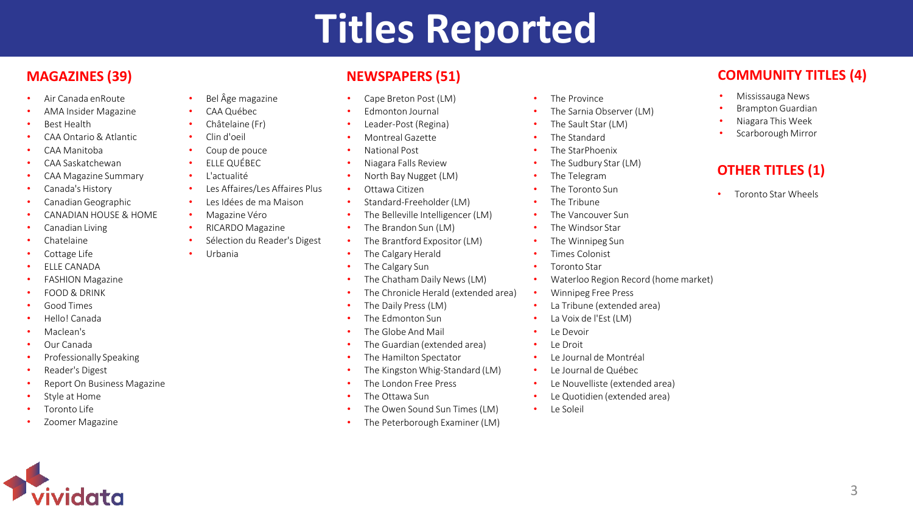# Titles Reported

## MAGAZINES (39)

- Air Canada enRoute
- AMA Insider Magazine
- Best Health
- CAA Ontario & Atlantic
- CAA Manitoba
- CAA Saskatchewan
- CAA Magazine Summary
- Canada's History
- Canadian Geographic
- CANADIAN HOUSE & HOME
- Canadian Living
- Chatelaine
- Cottage Life
- ELLE CANADA
- FASHION Magazine
- FOOD & DRINK
- Good Times
- Hello! Canada
- Maclean's
- Our Canada
- Professionally Speaking
- Reader's Digest
- Report On Business Magazine
- Style at Home
- Toronto Life
- Zoomer Magazine
- Bel Âge magazine
- CAA Québec
- Châtelaine (Fr)
- Clin d'oeil
- Coup de pouce
- ELLE QUÉBEC
- L'actualité
- Les Affaires/Les Affaires Plus
- Les Idées de ma Maison
- Magazine Véro
- RICARDO Magazine
- Sélection du Reader's Digest
- Urbania

## NEWSPAPERS (51)

- Cape Breton Post (LM)
- Edmonton Journal
- Leader-Post (Regina)
- Montreal Gazette
- National Post
- Niagara Falls Review
- North Bay Nugget (LM)
- Ottawa Citizen
- Standard-Freeholder (LM)
- The Belleville Intelligencer (LM)
- The Brandon Sun (LM)
- The Brantford Expositor (LM)
- The Calgary Herald
- The Calgary Sun
- The Chatham Daily News (LM)
- The Chronicle Herald (extended area)
- The Daily Press (LM)
- The Edmonton Sun
- The Globe And Mail
- The Guardian (extended area)
- The Hamilton Spectator
- The Kingston Whig-Standard (LM)
- The London Free Press
- The Ottawa Sun
- The Owen Sound Sun Times (LM)
- The Peterborough Examiner (LM)
- The Province
- The Sarnia Observer (LM)
- The Sault Star (LM)
- The Standard
- The StarPhoenix
- The Sudbury Star (LM)
- The Telegram
- The Toronto Sun
- The Tribune
- The Vancouver Sun
- The Windsor Star
- The Winnipeg Sun
- Times Colonist
- Toronto Star
- Waterloo Region Record (home market)
- Winnipeg Free Press
- La Tribune (extended area)
- La Voix de l'Est (LM)
- Le Devoir
- Le Droit
- Le Journal de Montréal
- Le Journal de Québec
- Le Nouvelliste (extended area)
- Le Quotidien (extended area)
- Le Soleil

## COMMUNITY TITLES (4)

- Mississauga News
- Brampton Guardian
- Niagara This Week
- Scarborough Mirror

## OTHER TITLES (1)

- Toronto Star Wheels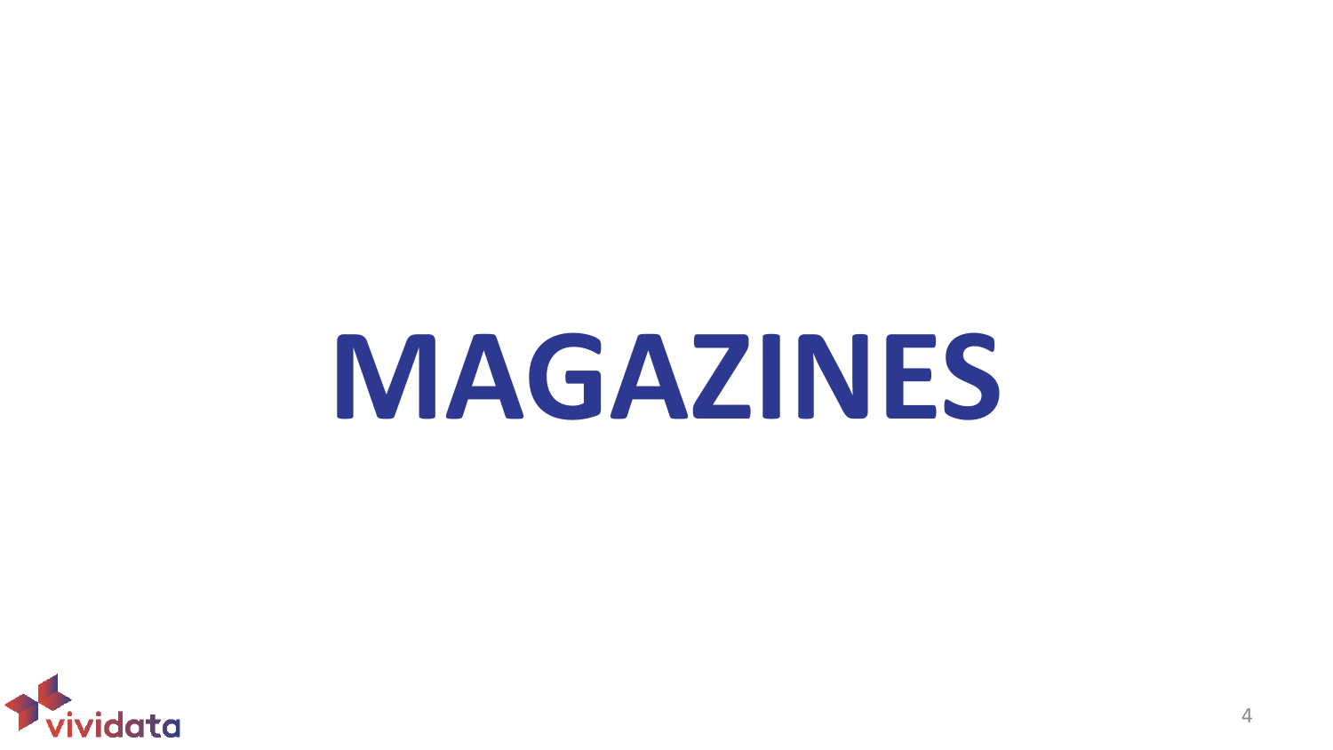# MAGAZINES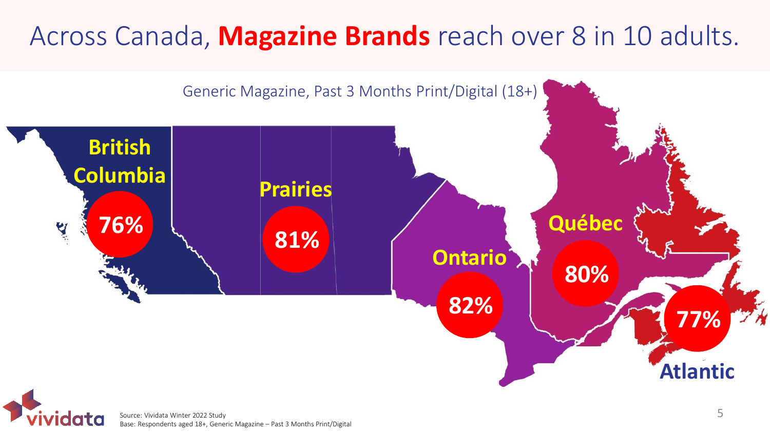# Across Canada, **Magazine Brands** reach over 8 in 10 adults.

Generic Magazine, Past 3 Months Print/Digital (18+)

| Region | Reach |
|---|---|
| British Columbia | 76% |
| Prairies | 81% |
| Ontario | 82% |
| Québec | 80% |
| Atlantic | 77% |

Source: Vividata Winter 2022 Study
Base: Respondents aged 18+, Generic Magazine – Past 3 Months Print/Digital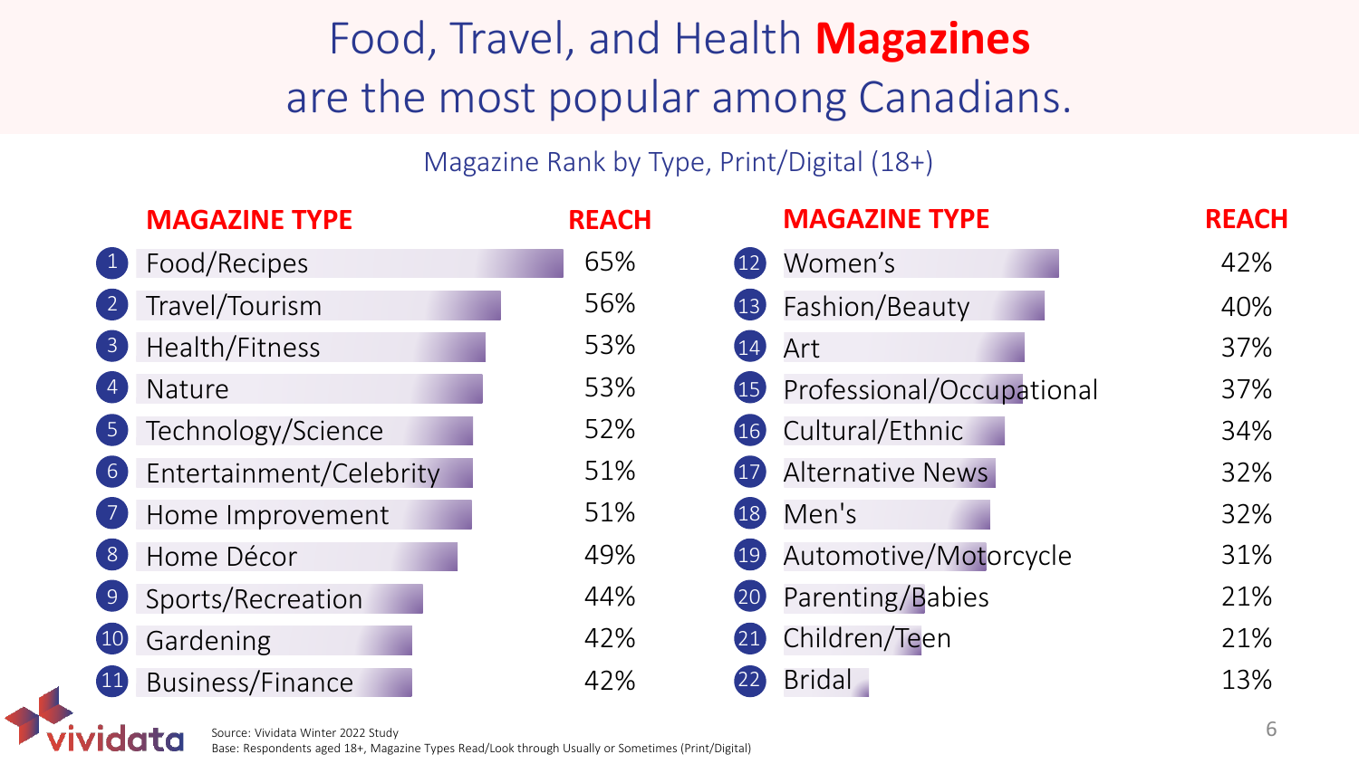# Food, Travel, and Health **Magazines** are the most popular among Canadians.

Magazine Rank by Type, Print/Digital (18+)

| | MAGAZINE TYPE | REACH |
|---|---|---|
| 1 | Food/Recipes | 65% |
| 2 | Travel/Tourism | 56% |
| 3 | Health/Fitness | 53% |
| 4 | Nature | 53% |
| 5 | Technology/Science | 52% |
| 6 | Entertainment/Celebrity | 51% |
| 7 | Home Improvement | 51% |
| 8 | Home Décor | 49% |
| 9 | Sports/Recreation | 44% |
| 10 | Gardening | 42% |
| 11 | Business/Finance | 42% |
| 12 | Women's | 42% |
| 13 | Fashion/Beauty | 40% |
| 14 | Art | 37% |
| 15 | Professional/Occupational | 37% |
| 16 | Cultural/Ethnic | 34% |
| 17 | Alternative News | 32% |
| 18 | Men's | 32% |
| 19 | Automotive/Motorcycle | 31% |
| 20 | Parenting/Babies | 21% |
| 21 | Children/Teen | 21% |
| 22 | Bridal | 13% |

Source: Vividata Winter 2022 Study
Base: Respondents aged 18+, Magazine Types Read/Look through Usually or Sometimes (Print/Digital)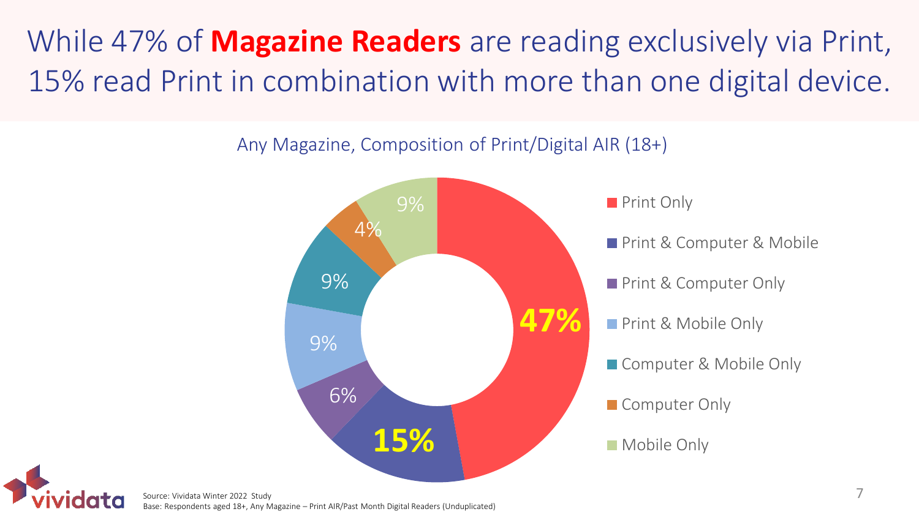# While 47% of **Magazine Readers** are reading exclusively via Print, 15% read Print in combination with more than one digital device.

Any Magazine, Composition of Print/Digital AIR (18+)

| Category | % |
| --- | --- |
| Print Only | 47% |
| Print & Computer & Mobile | 15% |
| Print & Computer Only | 6% |
| Print & Mobile Only | 9% |
| Computer & Mobile Only | 9% |
| Computer Only | 4% |
| Mobile Only | 9% |

Source: Vividata Winter 2022 Study
Base: Respondents aged 18+, Any Magazine – Print AIR/Past Month Digital Readers (Unduplicated)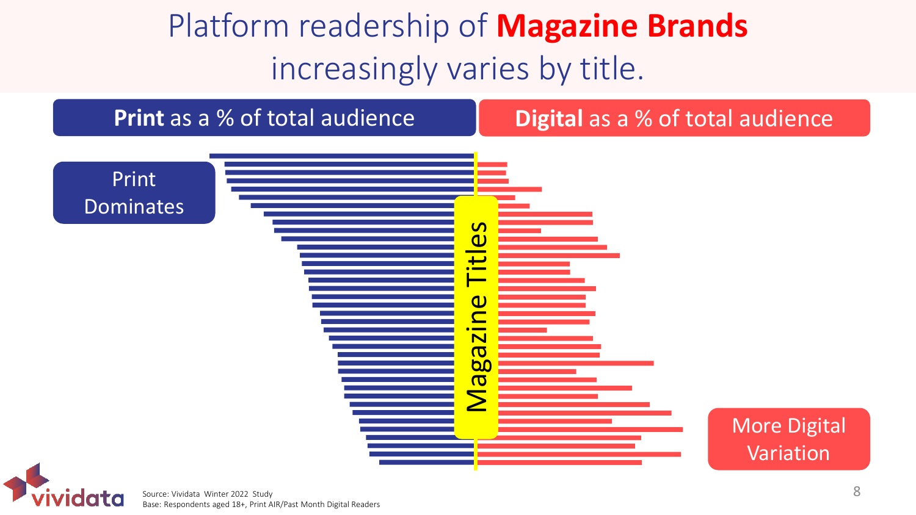# Platform readership of **Magazine Brands** increasingly varies by title.

**Print** as a % of total audience

**Digital** as a % of total audience

Print Dominates

Magazine Titles

More Digital Variation

Source: Vividata Winter 2022 Study
Base: Respondents aged 18+, Print AIR/Past Month Digital Readers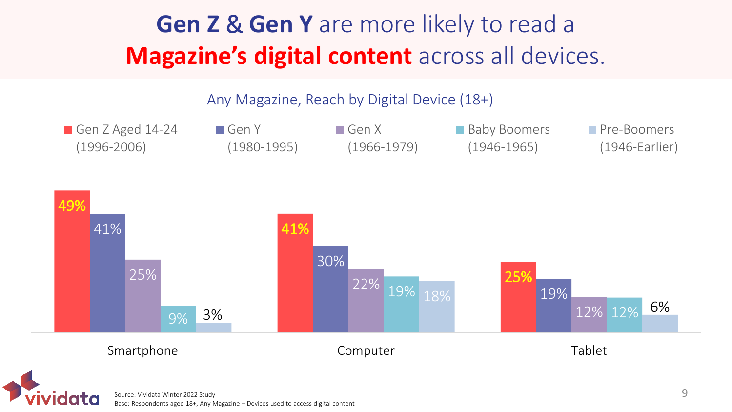# **Gen Z & Gen Y** are more likely to read a **Magazine's digital content** across all devices.

Any Magazine, Reach by Digital Device (18+)

| Device | Gen Z Aged 14-24 (1996-2006) | Gen Y (1980-1995) | Gen X (1966-1979) | Baby Boomers (1946-1965) | Pre-Boomers (1946-Earlier) |
|---|---|---|---|---|---|
| Smartphone | 49% | 41% | 25% | 9% | 3% |
| Computer | 41% | 30% | 22% | 19% | 18% |
| Tablet | 25% | 19% | 12% | 12% | 6% |

Source: Vividata Winter 2022 Study
Base: Respondents aged 18+, Any Magazine – Devices used to access digital content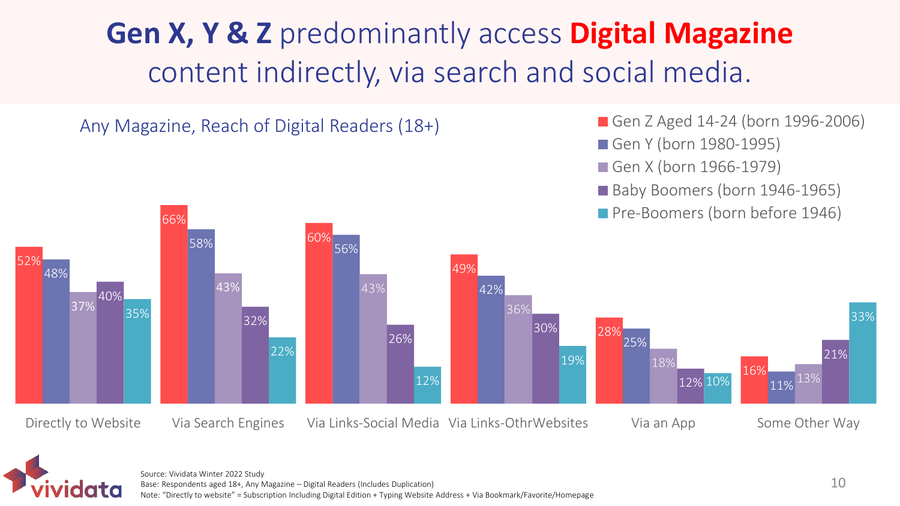# Gen X, Y & Z predominantly access Digital Magazine content indirectly, via search and social media.

Any Magazine, Reach of Digital Readers (18+)

| | Gen Z Aged 14-24 (born 1996-2006) | Gen Y (born 1980-1995) | Gen X (born 1966-1979) | Baby Boomers (born 1946-1965) | Pre-Boomers (born before 1946) |
|---|---|---|---|---|---|
| Directly to Website | 52% | 48% | 37% | 40% | 35% |
| Via Search Engines | 66% | 58% | 43% | 32% | 22% |
| Via Links-Social Media | 60% | 56% | 43% | 26% | 12% |
| Via Links-OthrWebsites | 49% | 42% | 36% | 30% | 19% |
| Via an App | 28% | 25% | 18% | 12% | 10% |
| Some Other Way | 16% | 11% | 13% | 21% | 33% |

Source: Vividata Winter 2022 Study
Base: Respondents aged 18+, Any Magazine – Digital Readers (Includes Duplication)
Note: "Directly to website" = Subscription Including Digital Edition + Typing Website Address + Via Bookmark/Favorite/Homepage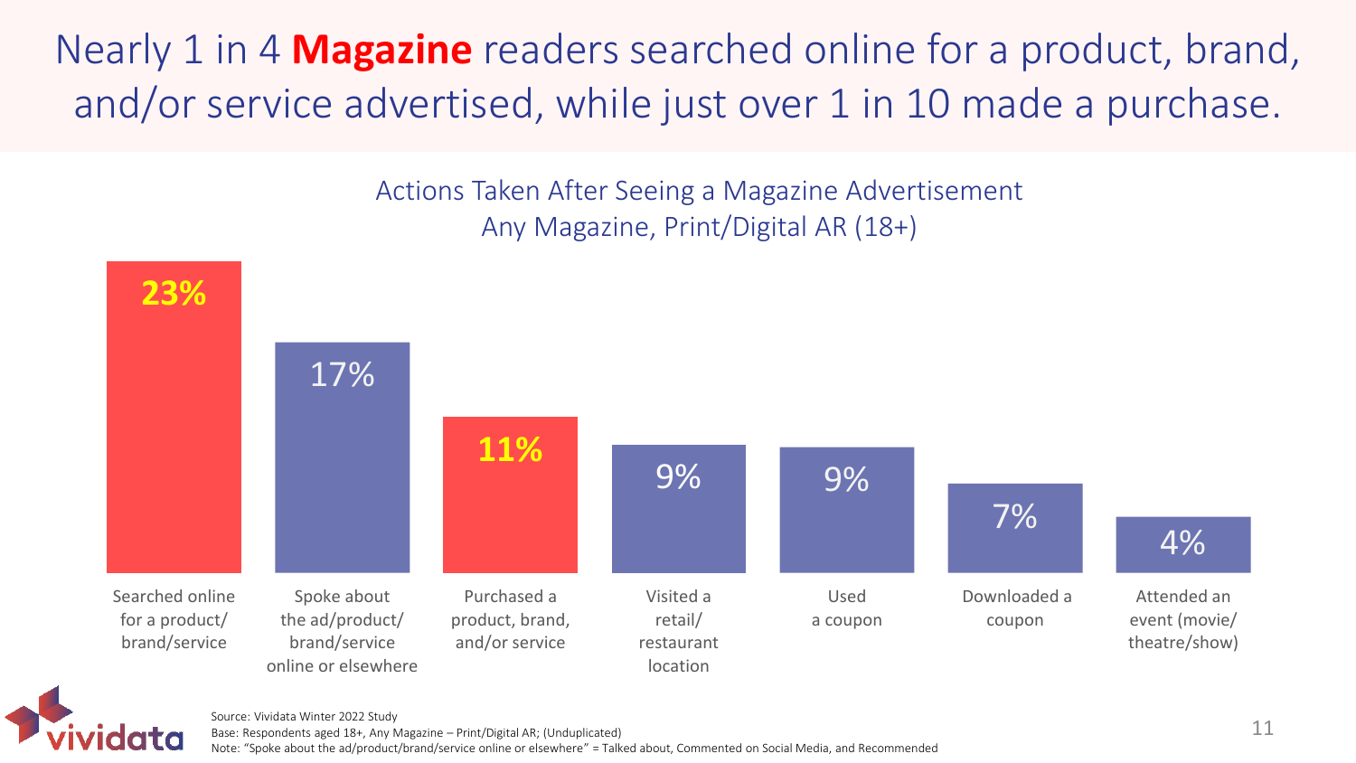# Nearly 1 in 4 **Magazine** readers searched online for a product, brand, and/or service advertised, while just over 1 in 10 made a purchase.

## Actions Taken After Seeing a Magazine Advertisement
Any Magazine, Print/Digital AR (18+)

| Action | % |
| --- | --- |
| Searched online for a product/ brand/service | **23%** |
| Spoke about the ad/product/ brand/service online or elsewhere | 17% |
| Purchased a product, brand, and/or service | **11%** |
| Visited a retail/ restaurant location | 9% |
| Used a coupon | 9% |
| Downloaded a coupon | 7% |
| Attended an event (movie/ theatre/show) | 4% |

Source: Vividata Winter 2022 Study
Base: Respondents aged 18+, Any Magazine – Print/Digital AR; (Unduplicated)
Note: "Spoke about the ad/product/brand/service online or elsewhere" = Talked about, Commented on Social Media, and Recommended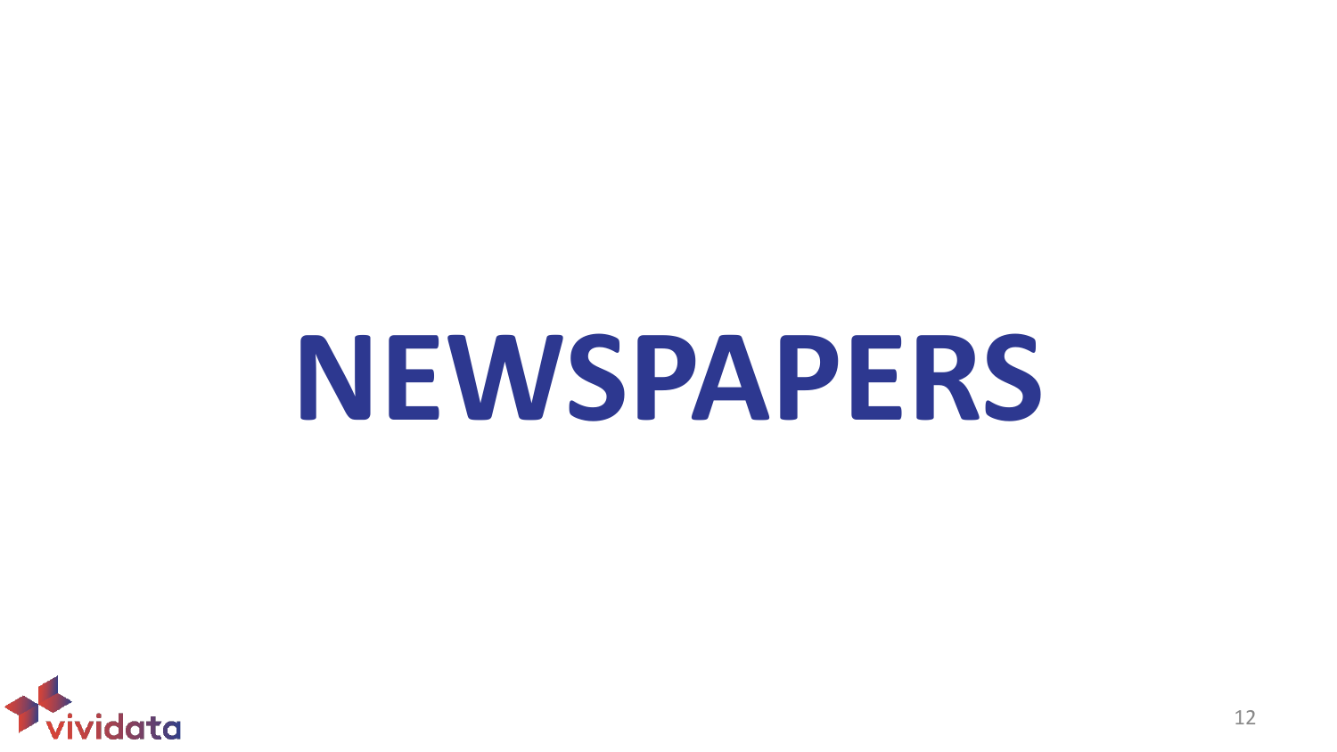# NEWSPAPERS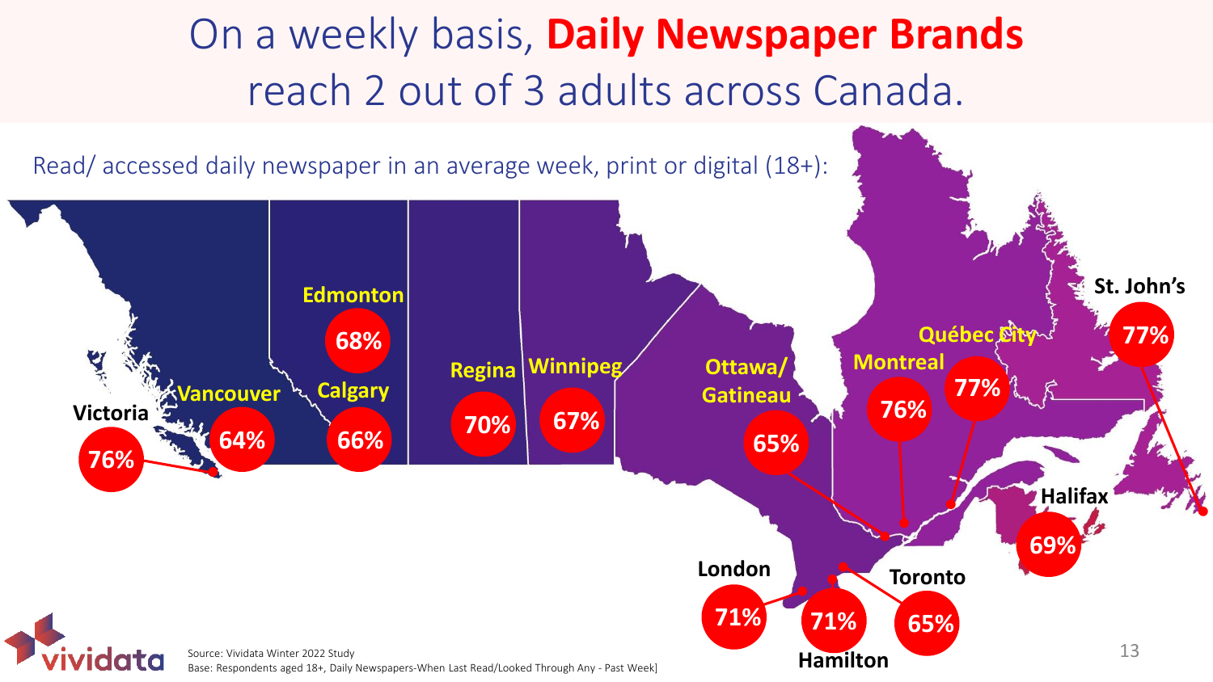# On a weekly basis, **Daily Newspaper Brands** reach 2 out of 3 adults across Canada.

Read/ accessed daily newspaper in an average week, print or digital (18+):

| City | % |
| --- | --- |
| Victoria | 76% |
| Vancouver | 64% |
| Edmonton | 68% |
| Calgary | 66% |
| Regina | 70% |
| Winnipeg | 67% |
| Ottawa/ Gatineau | 65% |
| Montreal | 76% |
| Québec City | 77% |
| St. John's | 77% |
| Halifax | 69% |
| London | 71% |
| Hamilton | 71% |
| Toronto | 65% |

Source: Vividata Winter 2022 Study
Base: Respondents aged 18+, Daily Newspapers-When Last Read/Looked Through Any - Past Week]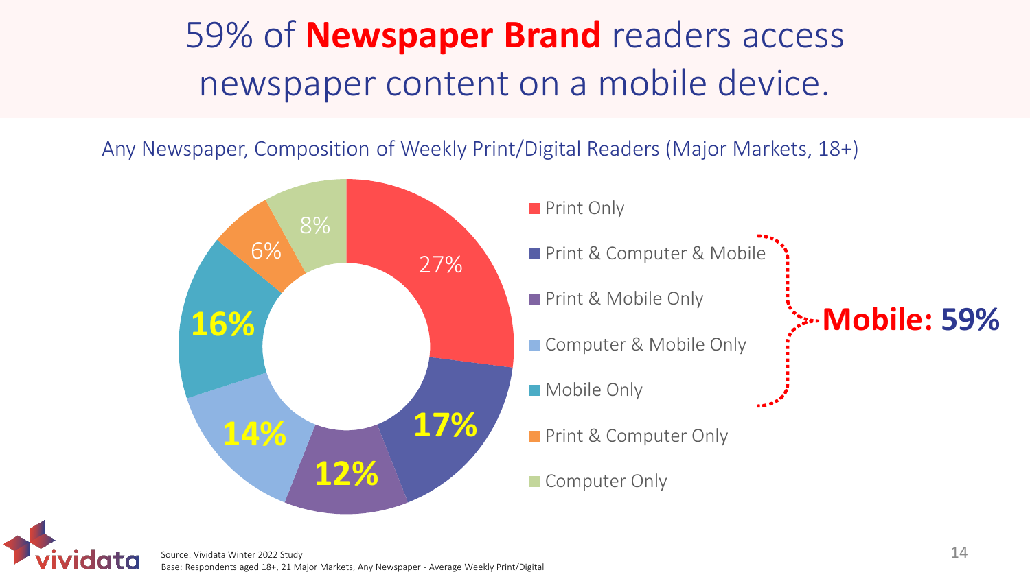# 59% of **Newspaper Brand** readers access newspaper content on a mobile device.

Any Newspaper, Composition of Weekly Print/Digital Readers (Major Markets, 18+)

| Category | % |
|---|---|
| Print Only | 27% |
| Print & Computer & Mobile | 17% |
| Print & Mobile Only | 12% |
| Computer & Mobile Only | 14% |
| Mobile Only | 16% |
| Print & Computer Only | 6% |
| Computer Only | 8% |

**Mobile: 59%**

Source: Vividata Winter 2022 Study
Base: Respondents aged 18+, 21 Major Markets, Any Newspaper - Average Weekly Print/Digital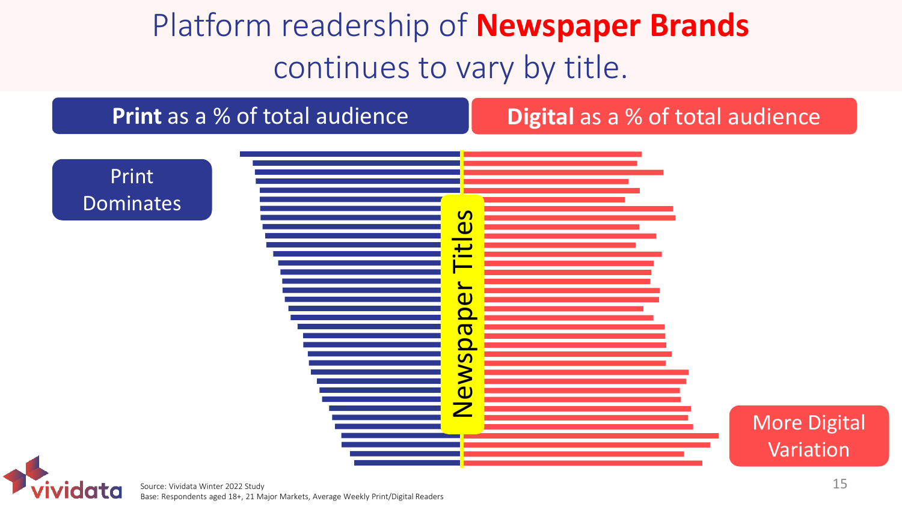# Platform readership of **Newspaper Brands** continues to vary by title.

**Print** as a % of total audience

**Digital** as a % of total audience

Print Dominates

Newspaper Titles

More Digital Variation

Source: Vividata Winter 2022 Study
Base: Respondents aged 18+, 21 Major Markets, Average Weekly Print/Digital Readers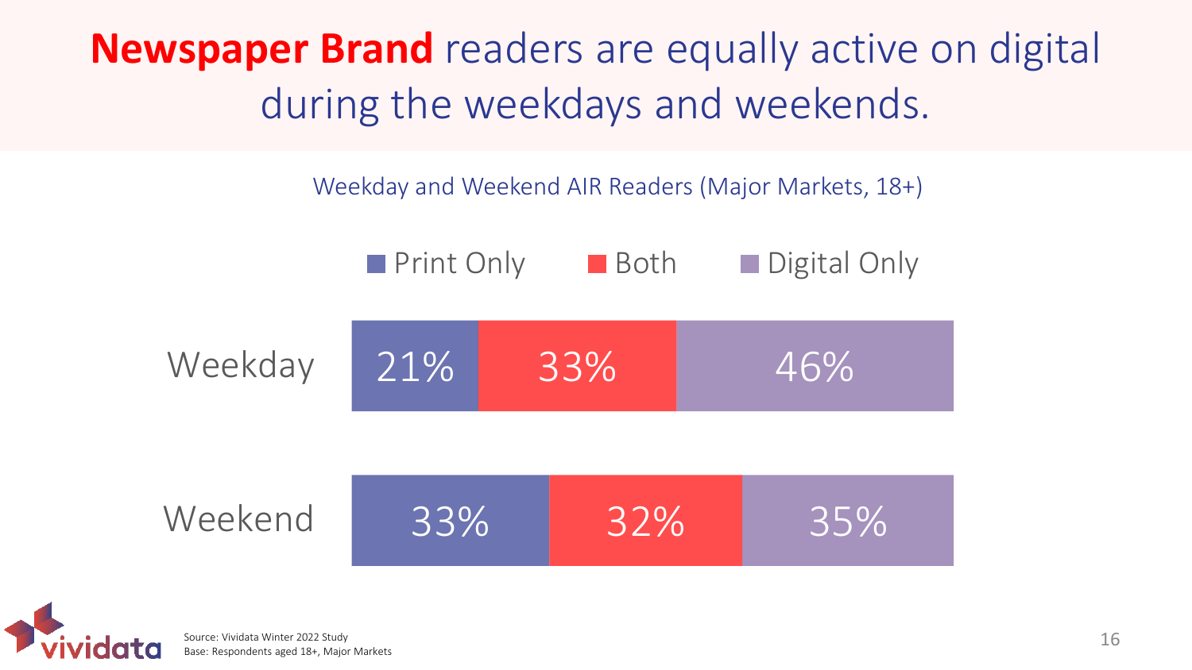# **Newspaper Brand** readers are equally active on digital during the weekdays and weekends.

Weekday and Weekend AIR Readers (Major Markets, 18+)

| | Print Only | Both | Digital Only |
|---|---|---|---|
| Weekday | 21% | 33% | 46% |
| Weekend | 33% | 32% | 35% |

Source: Vividata Winter 2022 Study
Base: Respondents aged 18+, Major Markets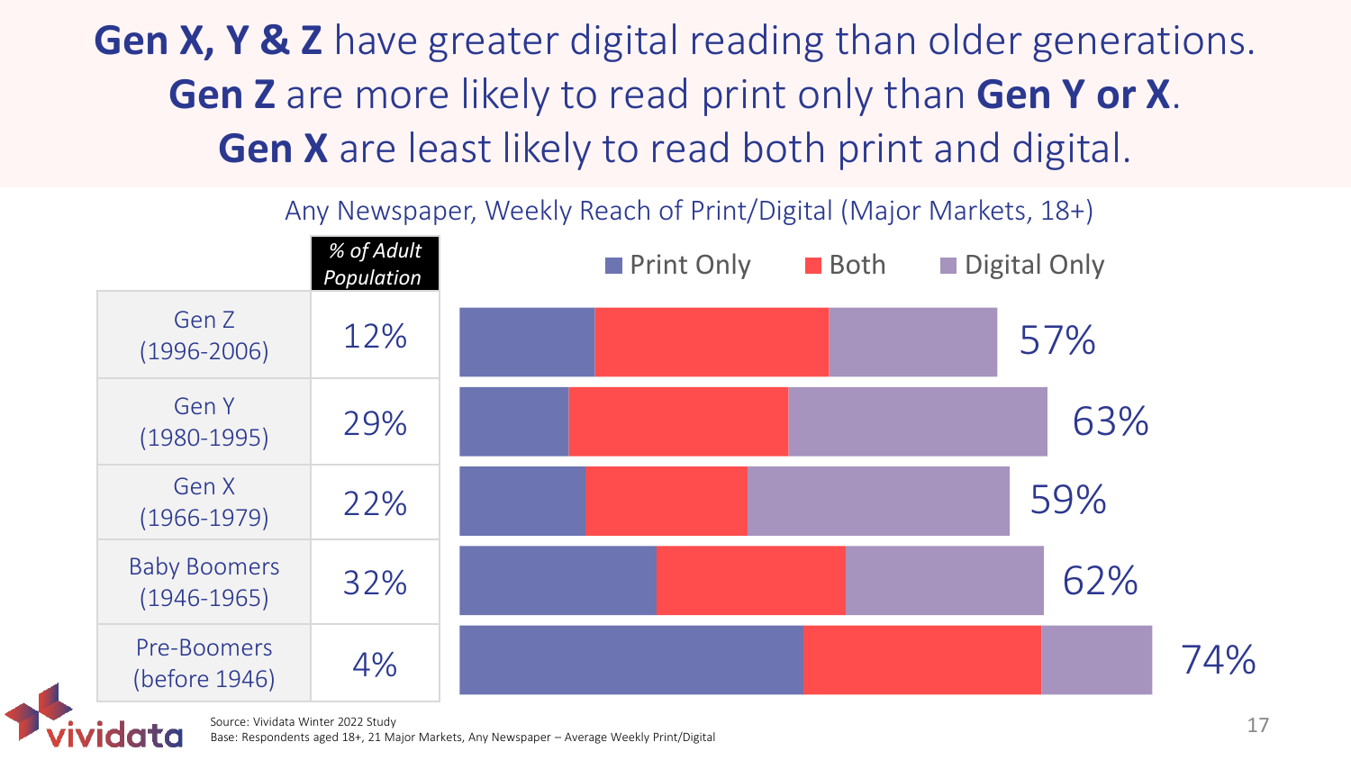# **Gen X, Y & Z** have greater digital reading than older generations. **Gen Z** are more likely to read print only than **Gen Y or X**. **Gen X** are least likely to read both print and digital.

Any Newspaper, Weekly Reach of Print/Digital (Major Markets, 18+)

| | *% of Adult Population* | Weekly Reach (Print Only / Both / Digital Only) |
|---|---|---|
| Gen Z (1996-2006) | 12% | 57% |
| Gen Y (1980-1995) | 29% | 63% |
| Gen X (1966-1979) | 22% | 59% |
| Baby Boomers (1946-1965) | 32% | 62% |
| Pre-Boomers (before 1946) | 4% | 74% |

Source: Vividata Winter 2022 Study
Base: Respondents aged 18+, 21 Major Markets, Any Newspaper – Average Weekly Print/Digital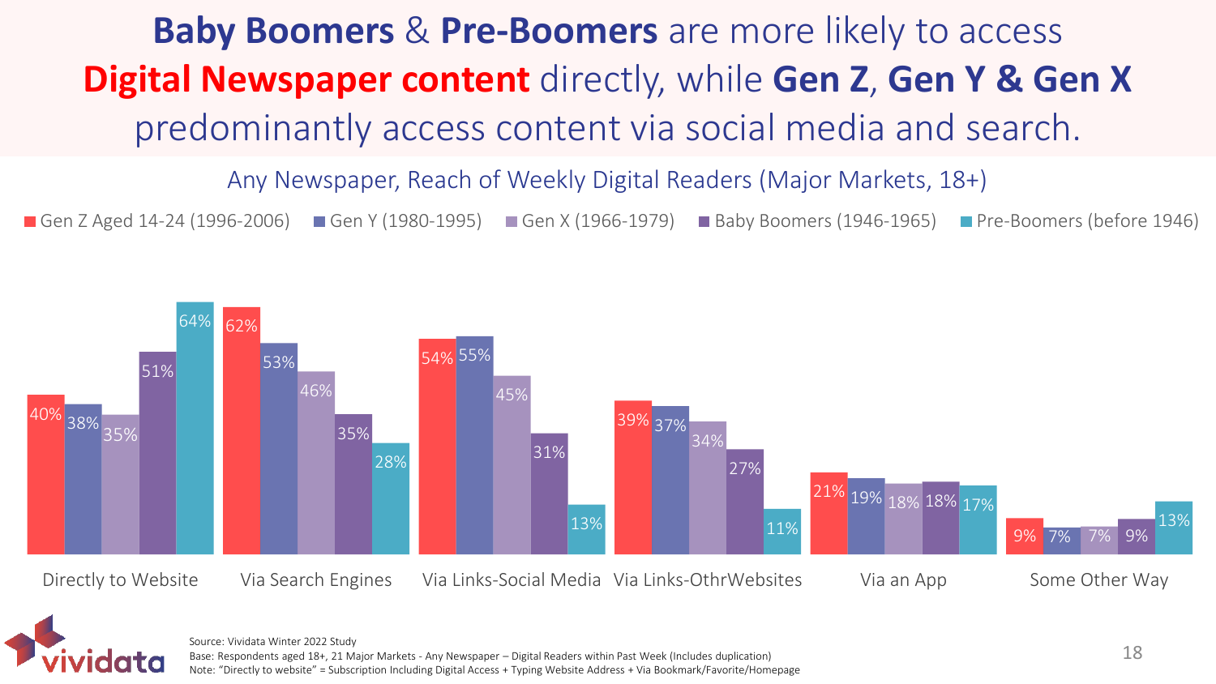# **Baby Boomers** & **Pre-Boomers** are more likely to access **Digital Newspaper content** directly, while **Gen Z**, **Gen Y & Gen X** predominantly access content via social media and search.

Any Newspaper, Reach of Weekly Digital Readers (Major Markets, 18+)

| | Gen Z Aged 14-24 (1996-2006) | Gen Y (1980-1995) | Gen X (1966-1979) | Baby Boomers (1946-1965) | Pre-Boomers (before 1946) |
|---|---|---|---|---|---|
| Directly to Website | 40% | 38% | 35% | 51% | 64% |
| Via Search Engines | 62% | 53% | 46% | 35% | 28% |
| Via Links-Social Media | 54% | 55% | 45% | 31% | 13% |
| Via Links-OthrWebsites | 39% | 37% | 34% | 27% | 11% |
| Via an App | 21% | 19% | 18% | 18% | 17% |
| Some Other Way | 9% | 7% | 7% | 9% | 13% |

Source: Vividata Winter 2022 Study

Base: Respondents aged 18+, 21 Major Markets - Any Newspaper – Digital Readers within Past Week (Includes duplication)

Note: "Directly to website" = Subscription Including Digital Access + Typing Website Address + Via Bookmark/Favorite/Homepage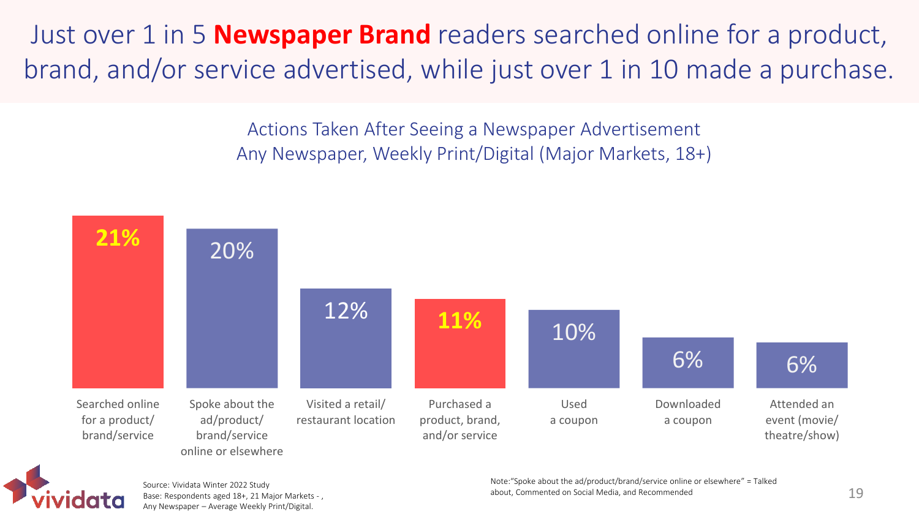# Just over 1 in 5 **Newspaper Brand** readers searched online for a product, brand, and/or service advertised, while just over 1 in 10 made a purchase.

## Actions Taken After Seeing a Newspaper Advertisement
### Any Newspaper, Weekly Print/Digital (Major Markets, 18+)

| Action | % |
|---|---|
| Searched online for a product/ brand/service | **21%** |
| Spoke about the ad/product/ brand/service online or elsewhere | 20% |
| Visited a retail/ restaurant location | 12% |
| Purchased a product, brand, and/or service | **11%** |
| Used a coupon | 10% |
| Downloaded a coupon | 6% |
| Attended an event (movie/ theatre/show) | 6% |

Source: Vividata Winter 2022 Study
Base: Respondents aged 18+, 21 Major Markets - , Any Newspaper – Average Weekly Print/Digital.

Note:"Spoke about the ad/product/brand/service online or elsewhere" = Talked about, Commented on Social Media, and Recommended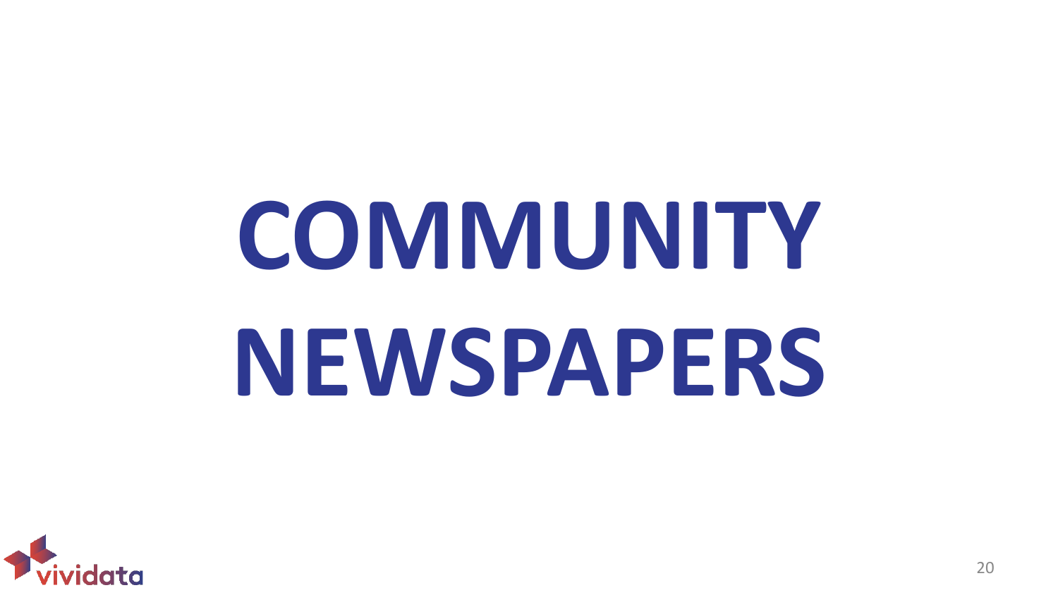# COMMUNITY NEWSPAPERS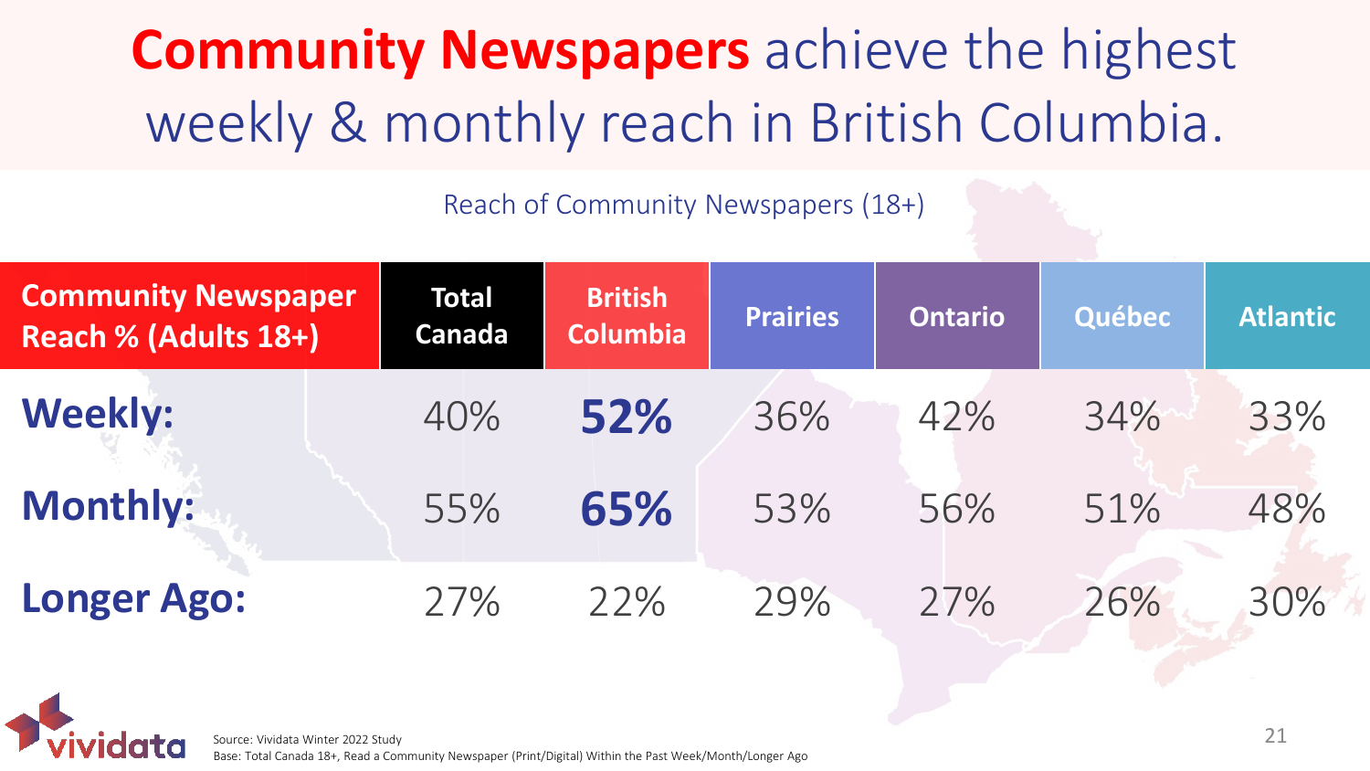# **Community Newspapers** achieve the highest weekly & monthly reach in British Columbia.

Reach of Community Newspapers (18+)

| Community Newspaper Reach % (Adults 18+) | Total Canada | British Columbia | Prairies | Ontario | Québec | Atlantic |
| --- | --- | --- | --- | --- | --- | --- |
| **Weekly:** | 40% | **52%** | 36% | 42% | 34% | 33% |
| **Monthly:** | 55% | **65%** | 53% | 56% | 51% | 48% |
| **Longer Ago:** | 27% | 22% | 29% | 27% | 26% | 30% |

Source: Vividata Winter 2022 Study
Base: Total Canada 18+, Read a Community Newspaper (Print/Digital) Within the Past Week/Month/Longer Ago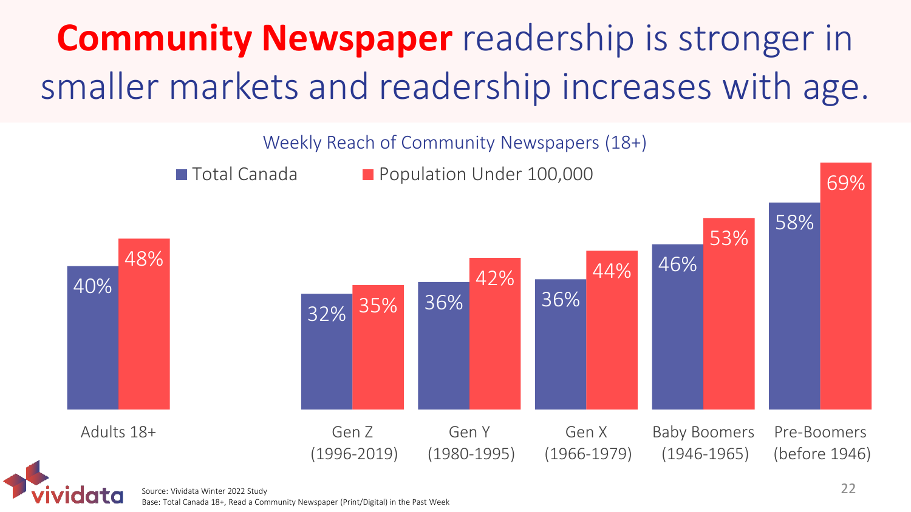# **Community Newspaper** readership is stronger in smaller markets and readership increases with age.

Weekly Reach of Community Newspapers (18+)

| | Total Canada | Population Under 100,000 |
|---|---|---|
| Adults 18+ | 40% | 48% |
| Gen Z (1996-2019) | 32% | 35% |
| Gen Y (1980-1995) | 36% | 42% |
| Gen X (1966-1979) | 36% | 44% |
| Baby Boomers (1946-1965) | 46% | 53% |
| Pre-Boomers (before 1946) | 58% | 69% |

Source: Vividata Winter 2022 Study
Base: Total Canada 18+, Read a Community Newspaper (Print/Digital) in the Past Week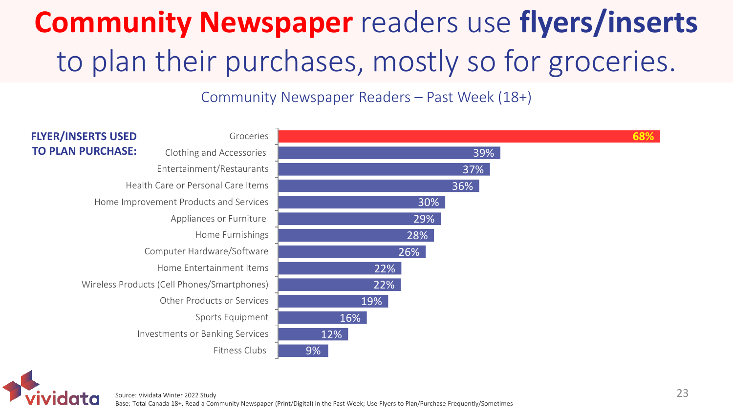# Community Newspaper readers use flyers/inserts to plan their purchases, mostly so for groceries.

Community Newspaper Readers – Past Week (18+)

**FLYER/INSERTS USED TO PLAN PURCHASE:**

| Category | % |
|---|---|
| Groceries | 68% |
| Clothing and Accessories | 39% |
| Entertainment/Restaurants | 37% |
| Health Care or Personal Care Items | 36% |
| Home Improvement Products and Services | 30% |
| Appliances or Furniture | 29% |
| Home Furnishings | 28% |
| Computer Hardware/Software | 26% |
| Home Entertainment Items | 22% |
| Wireless Products (Cell Phones/Smartphones) | 22% |
| Other Products or Services | 19% |
| Sports Equipment | 16% |
| Investments or Banking Services | 12% |
| Fitness Clubs | 9% |

Source: Vividata Winter 2022 Study
Base: Total Canada 18+, Read a Community Newspaper (Print/Digital) in the Past Week; Use Flyers to Plan/Purchase Frequently/Sometimes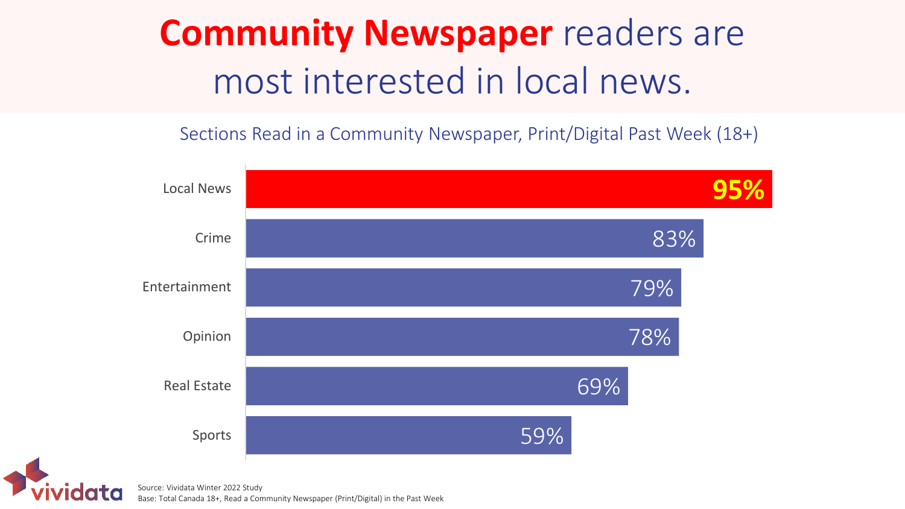# **Community Newspaper** readers are most interested in local news.

Sections Read in a Community Newspaper, Print/Digital Past Week (18+)

| Section | % |
| --- | --- |
| Local News | **95%** |
| Crime | 83% |
| Entertainment | 79% |
| Opinion | 78% |
| Real Estate | 69% |
| Sports | 59% |

vividata

Source: Vividata Winter 2022 Study
Base: Total Canada 18+, Read a Community Newspaper (Print/Digital) in the Past Week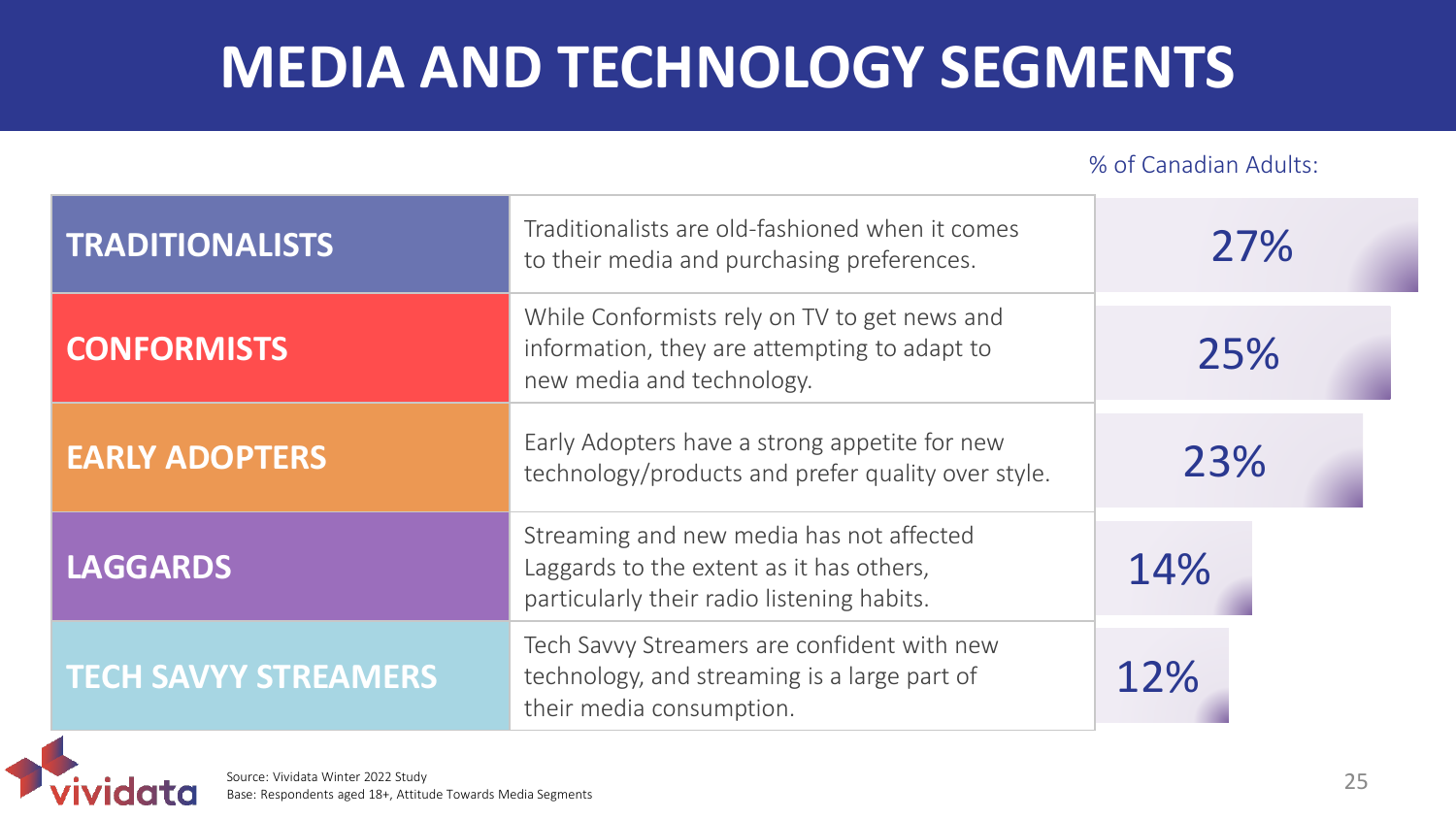# MEDIA AND TECHNOLOGY SEGMENTS

% of Canadian Adults:

| Segment | Description | % of Canadian Adults |
|---|---|---|
| **TRADITIONALISTS** | Traditionalists are old-fashioned when it comes to their media and purchasing preferences. | 27% |
| **CONFORMISTS** | While Conformists rely on TV to get news and information, they are attempting to adapt to new media and technology. | 25% |
| **EARLY ADOPTERS** | Early Adopters have a strong appetite for new technology/products and prefer quality over style. | 23% |
| **LAGGARDS** | Streaming and new media has not affected Laggards to the extent as it has others, particularly their radio listening habits. | 14% |
| **TECH SAVVY STREAMERS** | Tech Savvy Streamers are confident with new technology, and streaming is a large part of their media consumption. | 12% |

Source: Vividata Winter 2022 Study
Base: Respondents aged 18+, Attitude Towards Media Segments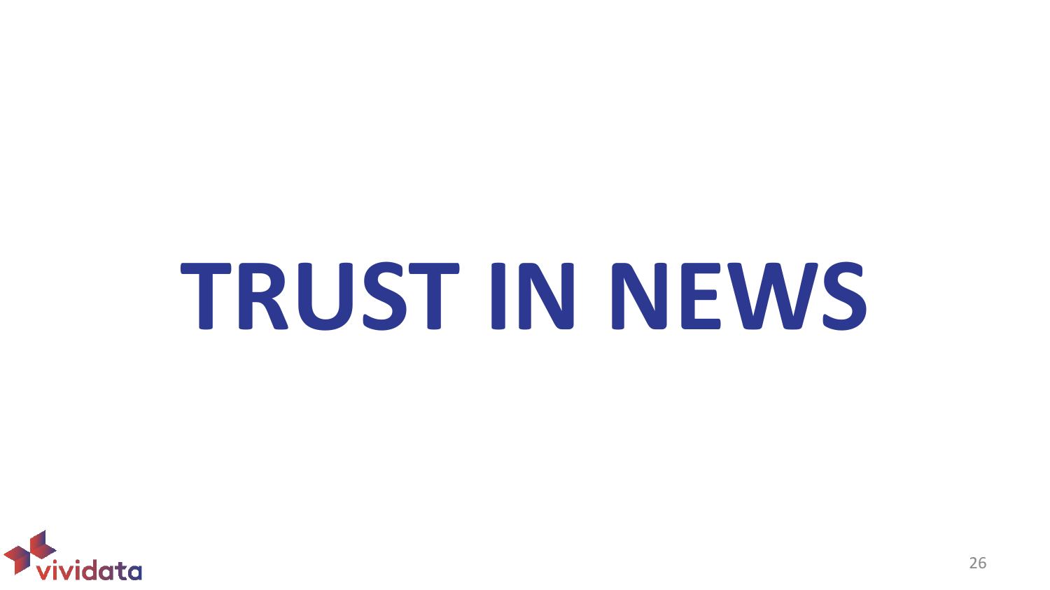# TRUST IN NEWS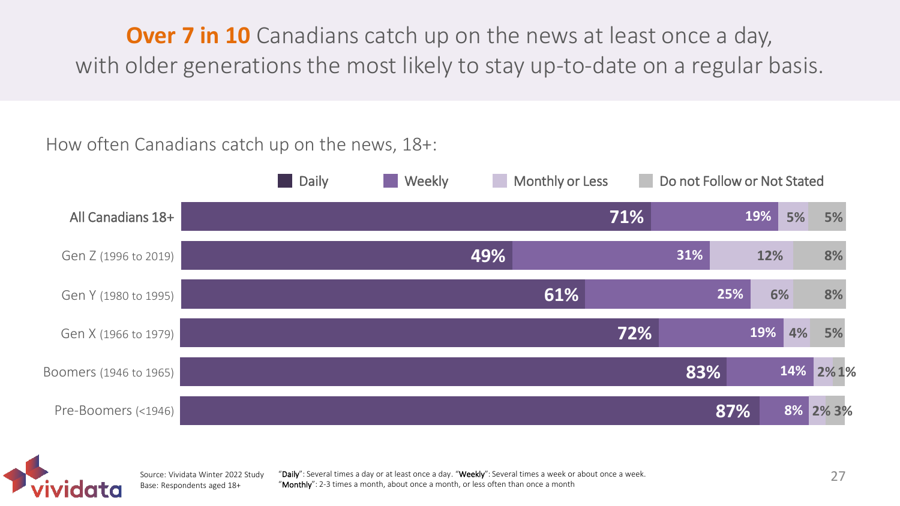# **Over 7 in 10** Canadians catch up on the news at least once a day, with older generations the most likely to stay up-to-date on a regular basis.

How often Canadians catch up on the news, 18+:

| | Daily | Weekly | Monthly or Less | Do not Follow or Not Stated |
|---|---|---|---|---|
| All Canadians 18+ | 71% | 19% | 5% | 5% |
| Gen Z (1996 to 2019) | 49% | 31% | 12% | 8% |
| Gen Y (1980 to 1995) | 61% | 25% | 6% | 8% |
| Gen X (1966 to 1979) | 72% | 19% | 4% | 5% |
| Boomers (1946 to 1965) | 83% | 14% | 2% | 1% |
| Pre-Boomers (<1946) | 87% | 8% | 2% | 3% |

Source: Vividata Winter 2022 Study
Base: Respondents aged 18+

"**Daily**": Several times a day or at least once a day. "**Weekly**": Several times a week or about once a week.
"**Monthly**": 2-3 times a month, about once a month, or less often than once a month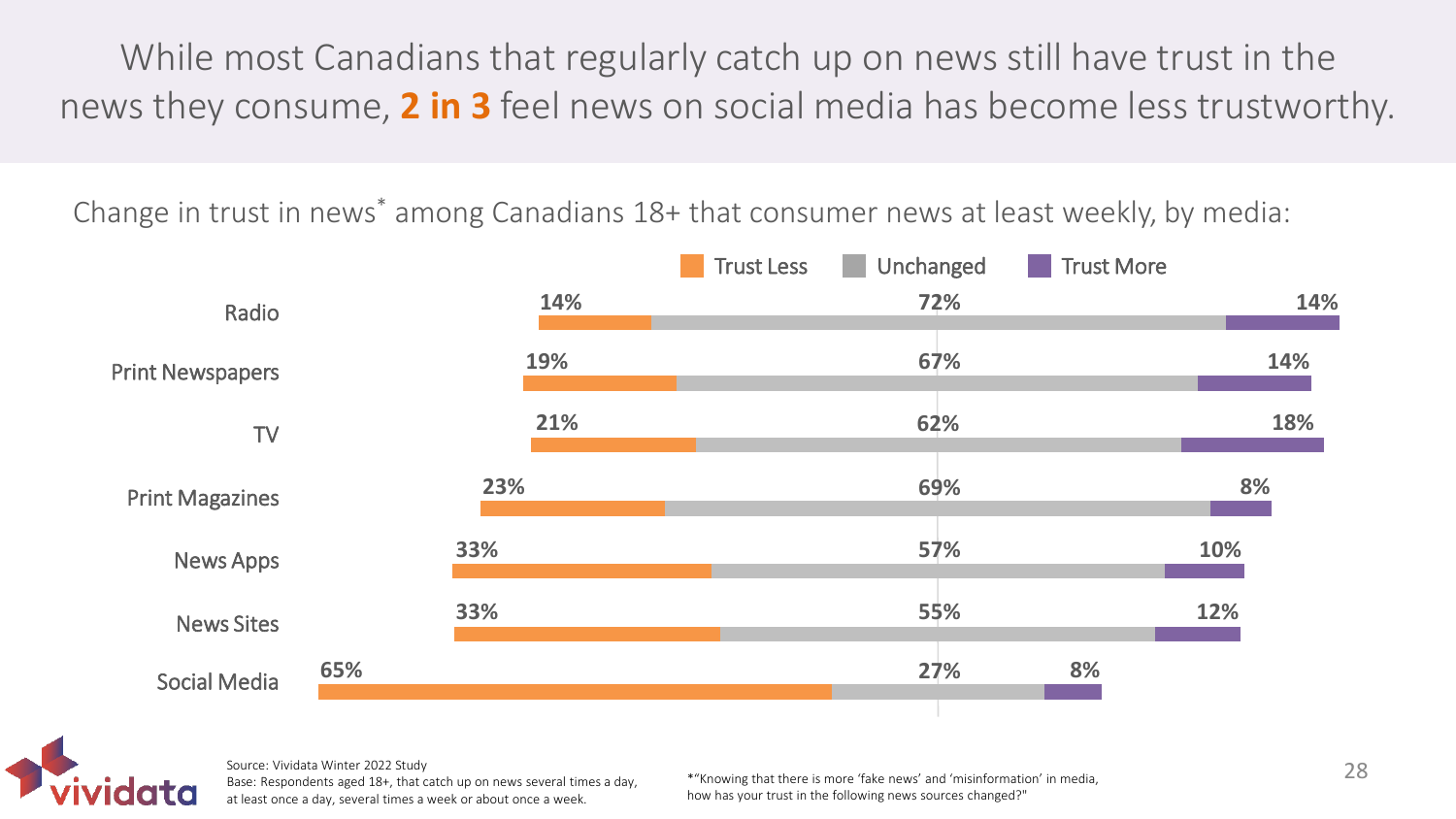# While most Canadians that regularly catch up on news still have trust in the news they consume, **2 in 3** feel news on social media has become less trustworthy.

Change in trust in news* among Canadians 18+ that consumer news at least weekly, by media:

| Media | Trust Less | Unchanged | Trust More |
|---|---|---|---|
| Radio | 14% | 72% | 14% |
| Print Newspapers | 19% | 67% | 14% |
| TV | 21% | 62% | 18% |
| Print Magazines | 23% | 69% | 8% |
| News Apps | 33% | 57% | 10% |
| News Sites | 33% | 55% | 12% |
| Social Media | 65% | 27% | 8% |

Source: Vividata Winter 2022 Study
Base: Respondents aged 18+, that catch up on news several times a day, at least once a day, several times a week or about once a week.

*"Knowing that there is more 'fake news' and 'misinformation' in media, how has your trust in the following news sources changed?"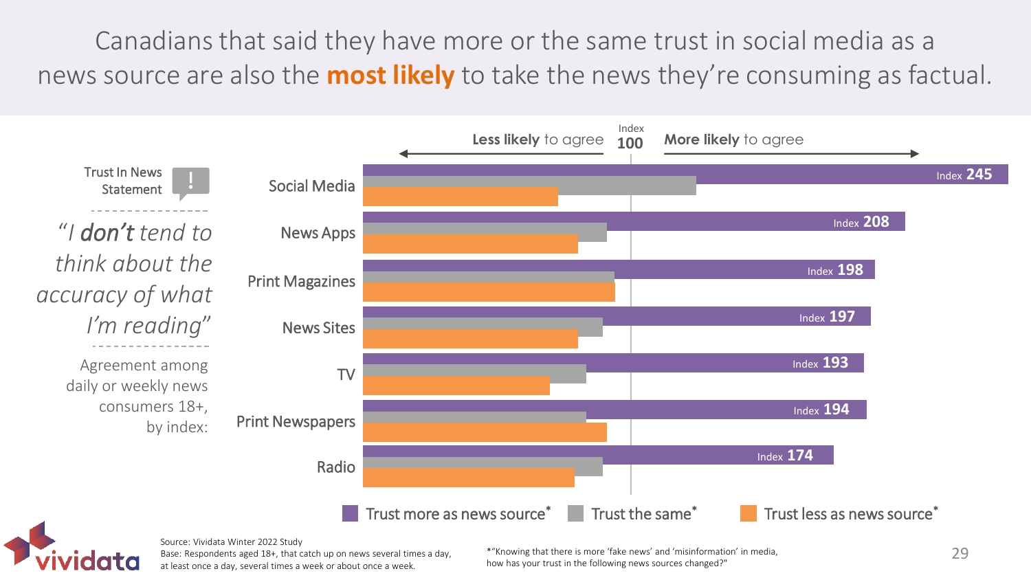# Canadians that said they have more or the same trust in social media as a news source are also the **most likely** to take the news they're consuming as factual.

Trust In News Statement

*"I **don't** tend to think about the accuracy of what I'm reading"*

Agreement among daily or weekly news consumers 18+, by index:

**Less likely** to agree ← Index **100** → **More likely** to agree

| | Trust more as news source* |
|---|---|
| Social Media | Index **245** |
| News Apps | Index **208** |
| Print Magazines | Index **198** |
| News Sites | Index **197** |
| TV | Index **193** |
| Print Newspapers | Index **194** |
| Radio | Index **174** |

Legend: Trust more as news source* | Trust the same* | Trust less as news source*

Source: Vividata Winter 2022 Study
Base: Respondents aged 18+, that catch up on news several times a day, at least once a day, several times a week or about once a week.

*"Knowing that there is more 'fake news' and 'misinformation' in media, how has your trust in the following news sources changed?"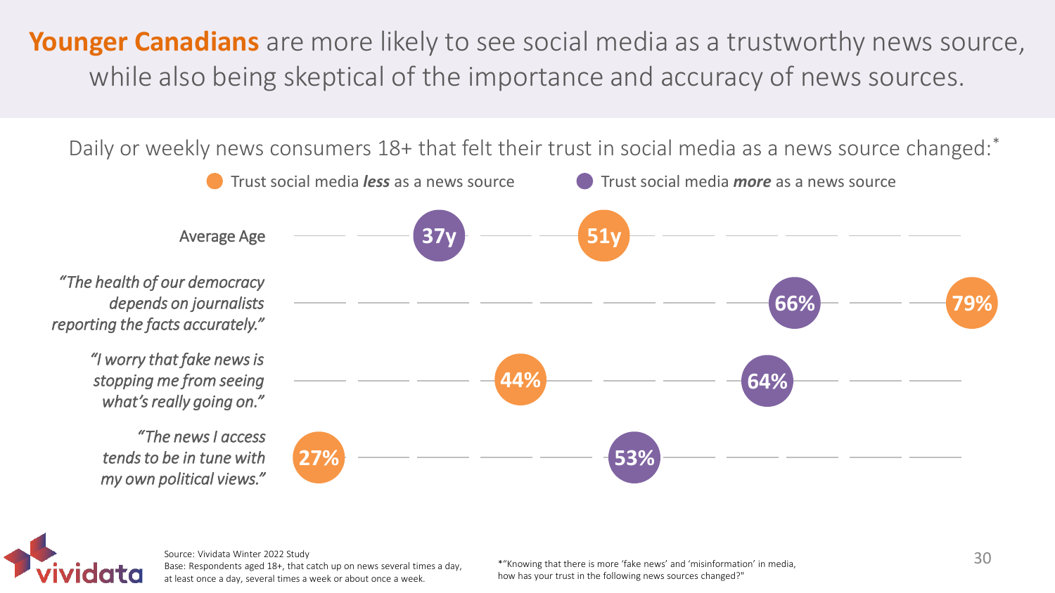# **Younger Canadians** are more likely to see social media as a trustworthy news source, while also being skeptical of the importance and accuracy of news sources.

Daily or weekly news consumers 18+ that felt their trust in social media as a news source changed:*

Trust social media ***less*** as a news source

Trust social media ***more*** as a news source

Average Age

37y

51y

*"The health of our democracy depends on journalists reporting the facts accurately."*

66%

79%

*"I worry that fake news is stopping me from seeing what's really going on."*

44%

64%

*"The news I access tends to be in tune with my own political views."*

27%

53%

Source: Vividata Winter 2022 Study
Base: Respondents aged 18+, that catch up on news several times a day, at least once a day, several times a week or about once a week.

*"Knowing that there is more 'fake news' and 'misinformation' in media, how has your trust in the following news sources changed?"